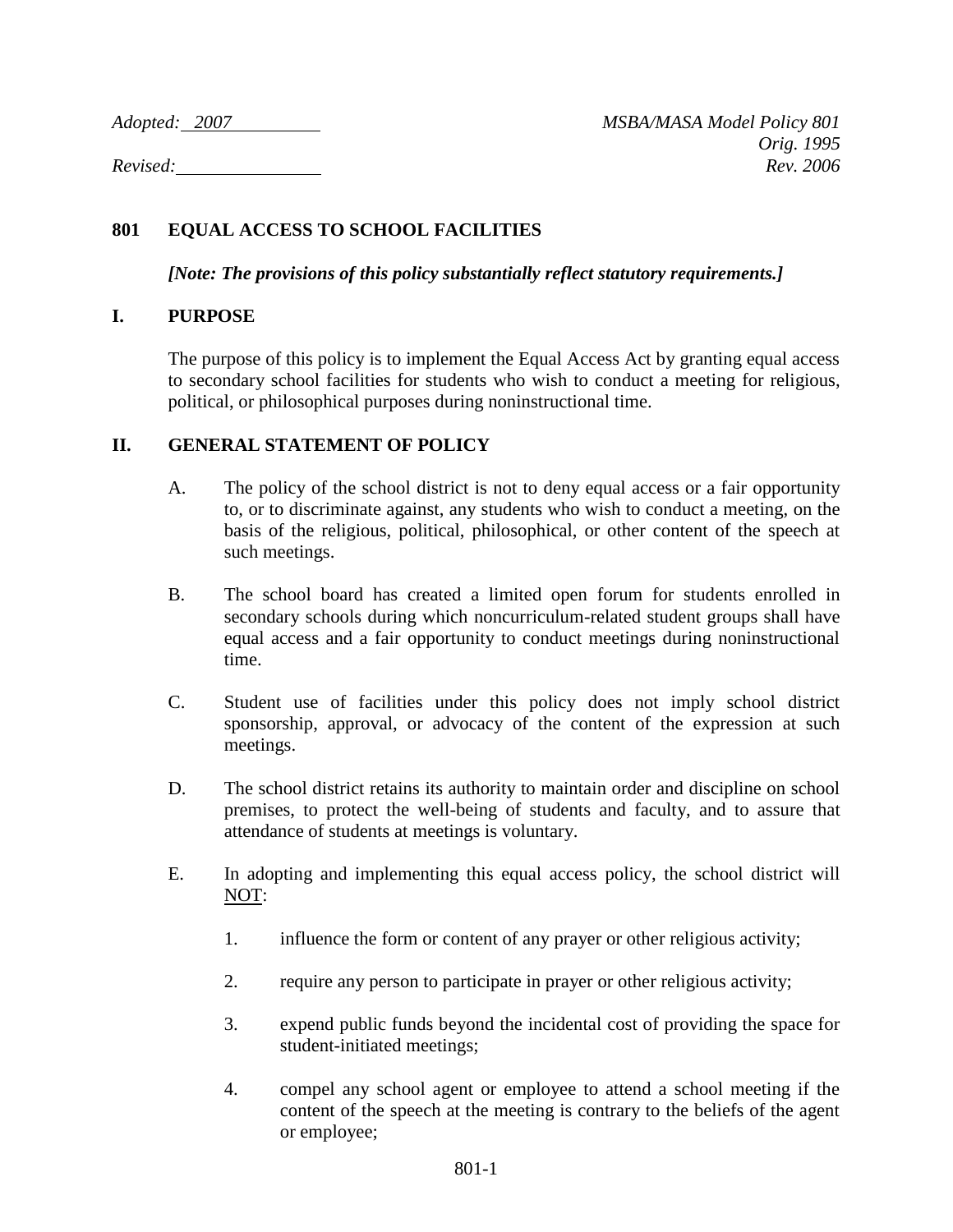*Adopted: 2007*

*Revised:*

*MSBA/MASA Model Policy 801*
*Orig. 1995*
*Rev. 2006*

# 801 EQUAL ACCESS TO SCHOOL FACILITIES

***[Note: The provisions of this policy substantially reflect statutory requirements.]***

## I. PURPOSE

The purpose of this policy is to implement the Equal Access Act by granting equal access to secondary school facilities for students who wish to conduct a meeting for religious, political, or philosophical purposes during noninstructional time.

## II. GENERAL STATEMENT OF POLICY

A. The policy of the school district is not to deny equal access or a fair opportunity to, or to discriminate against, any students who wish to conduct a meeting, on the basis of the religious, political, philosophical, or other content of the speech at such meetings.

B. The school board has created a limited open forum for students enrolled in secondary schools during which noncurriculum-related student groups shall have equal access and a fair opportunity to conduct meetings during noninstructional time.

C. Student use of facilities under this policy does not imply school district sponsorship, approval, or advocacy of the content of the expression at such meetings.

D. The school district retains its authority to maintain order and discipline on school premises, to protect the well-being of students and faculty, and to assure that attendance of students at meetings is voluntary.

E. In adopting and implementing this equal access policy, the school district will NOT:

1. influence the form or content of any prayer or other religious activity;

2. require any person to participate in prayer or other religious activity;

3. expend public funds beyond the incidental cost of providing the space for student-initiated meetings;

4. compel any school agent or employee to attend a school meeting if the content of the speech at the meeting is contrary to the beliefs of the agent or employee;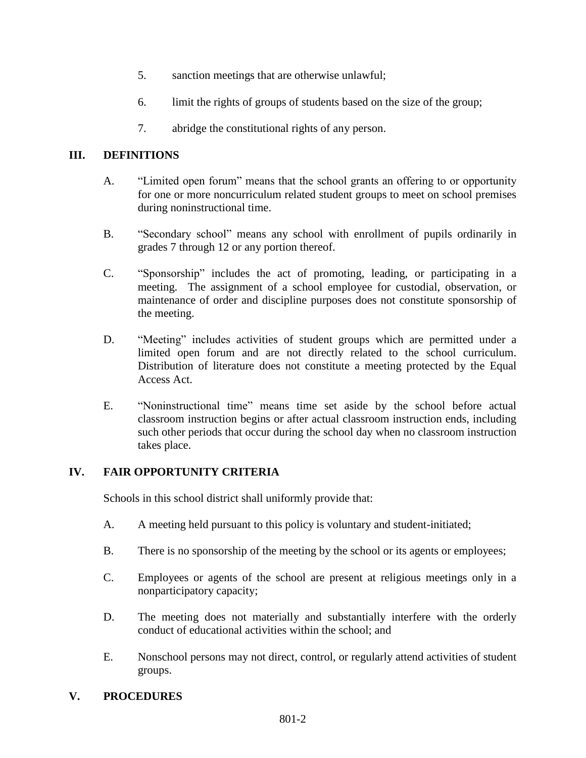5. sanction meetings that are otherwise unlawful;

6. limit the rights of groups of students based on the size of the group;

7. abridge the constitutional rights of any person.

## III. DEFINITIONS

A. "Limited open forum" means that the school grants an offering to or opportunity for one or more noncurriculum related student groups to meet on school premises during noninstructional time.

B. "Secondary school" means any school with enrollment of pupils ordinarily in grades 7 through 12 or any portion thereof.

C. "Sponsorship" includes the act of promoting, leading, or participating in a meeting. The assignment of a school employee for custodial, observation, or maintenance of order and discipline purposes does not constitute sponsorship of the meeting.

D. "Meeting" includes activities of student groups which are permitted under a limited open forum and are not directly related to the school curriculum. Distribution of literature does not constitute a meeting protected by the Equal Access Act.

E. "Noninstructional time" means time set aside by the school before actual classroom instruction begins or after actual classroom instruction ends, including such other periods that occur during the school day when no classroom instruction takes place.

## IV. FAIR OPPORTUNITY CRITERIA

Schools in this school district shall uniformly provide that:

A. A meeting held pursuant to this policy is voluntary and student-initiated;

B. There is no sponsorship of the meeting by the school or its agents or employees;

C. Employees or agents of the school are present at religious meetings only in a nonparticipatory capacity;

D. The meeting does not materially and substantially interfere with the orderly conduct of educational activities within the school; and

E. Nonschool persons may not direct, control, or regularly attend activities of student groups.

## V. PROCEDURES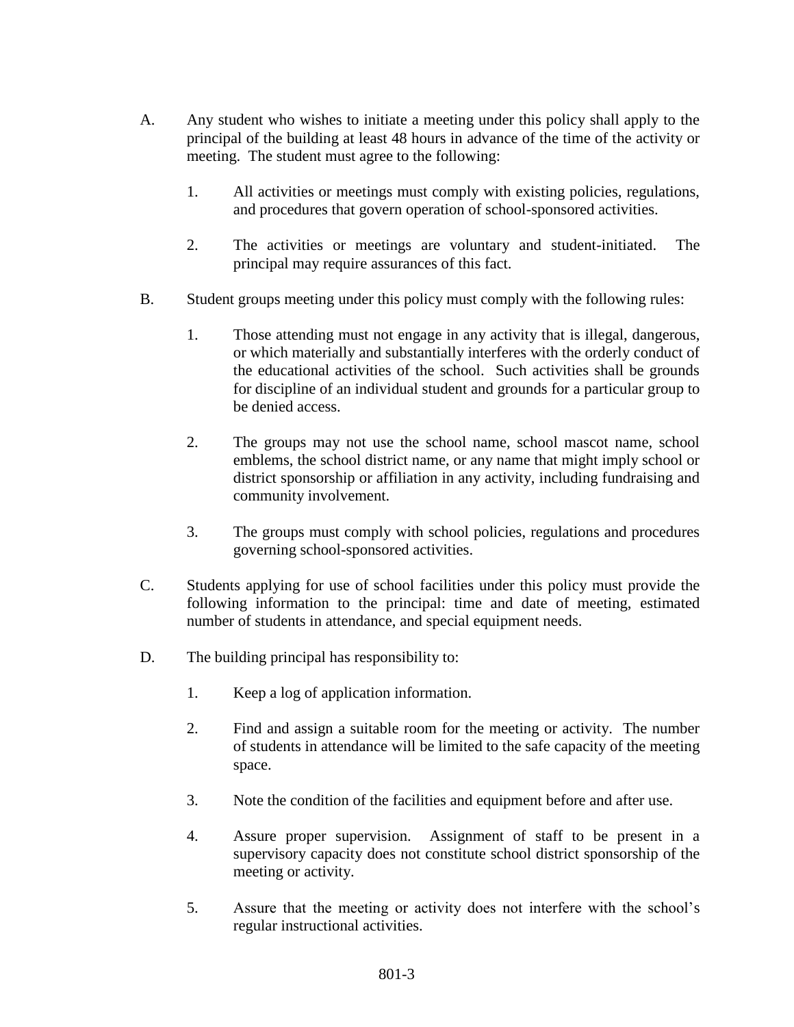A. Any student who wishes to initiate a meeting under this policy shall apply to the principal of the building at least 48 hours in advance of the time of the activity or meeting. The student must agree to the following:

   1. All activities or meetings must comply with existing policies, regulations, and procedures that govern operation of school-sponsored activities.

   2. The activities or meetings are voluntary and student-initiated. The principal may require assurances of this fact.

B. Student groups meeting under this policy must comply with the following rules:

   1. Those attending must not engage in any activity that is illegal, dangerous, or which materially and substantially interferes with the orderly conduct of the educational activities of the school. Such activities shall be grounds for discipline of an individual student and grounds for a particular group to be denied access.

   2. The groups may not use the school name, school mascot name, school emblems, the school district name, or any name that might imply school or district sponsorship or affiliation in any activity, including fundraising and community involvement.

   3. The groups must comply with school policies, regulations and procedures governing school-sponsored activities.

C. Students applying for use of school facilities under this policy must provide the following information to the principal: time and date of meeting, estimated number of students in attendance, and special equipment needs.

D. The building principal has responsibility to:

   1. Keep a log of application information.

   2. Find and assign a suitable room for the meeting or activity. The number of students in attendance will be limited to the safe capacity of the meeting space.

   3. Note the condition of the facilities and equipment before and after use.

   4. Assure proper supervision. Assignment of staff to be present in a supervisory capacity does not constitute school district sponsorship of the meeting or activity.

   5. Assure that the meeting or activity does not interfere with the school's regular instructional activities.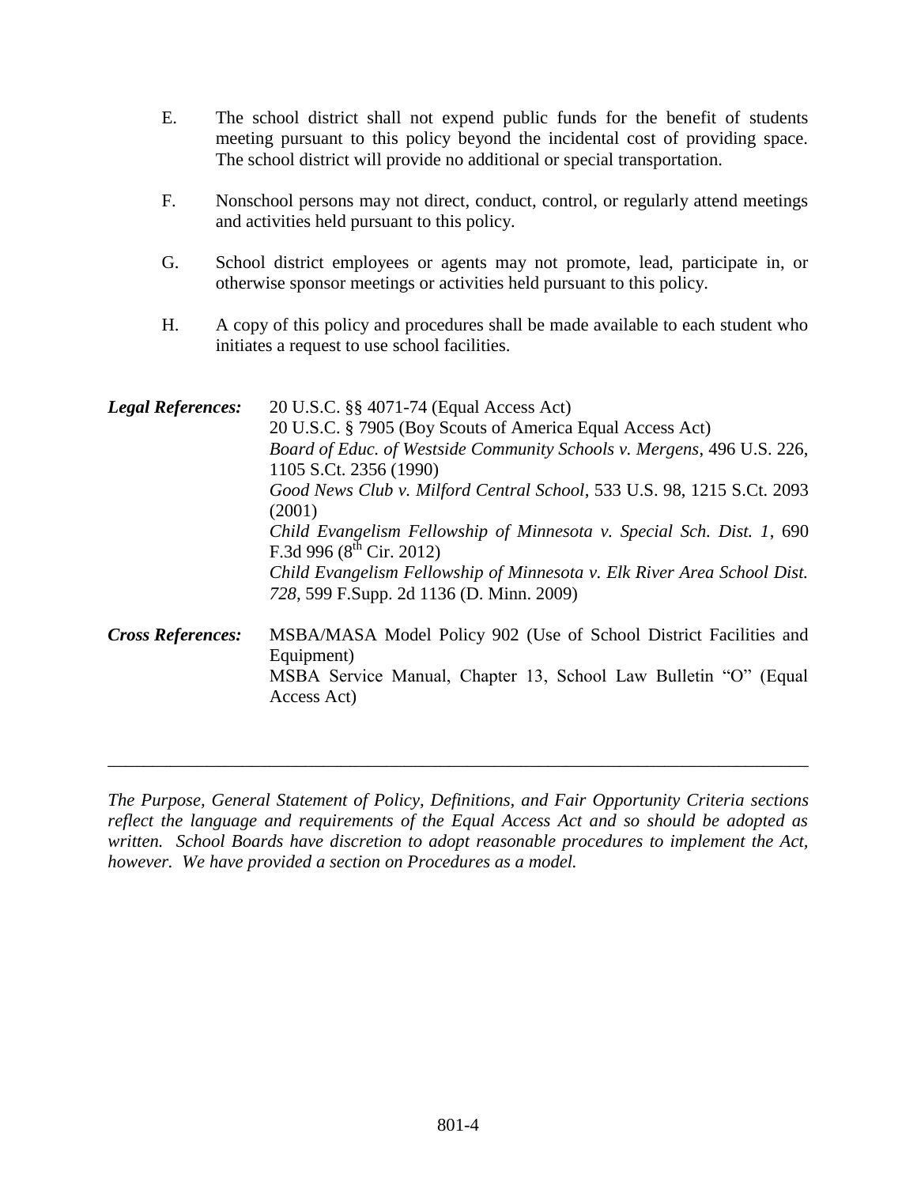E. The school district shall not expend public funds for the benefit of students meeting pursuant to this policy beyond the incidental cost of providing space. The school district will provide no additional or special transportation.

F. Nonschool persons may not direct, conduct, control, or regularly attend meetings and activities held pursuant to this policy.

G. School district employees or agents may not promote, lead, participate in, or otherwise sponsor meetings or activities held pursuant to this policy.

H. A copy of this policy and procedures shall be made available to each student who initiates a request to use school facilities.

***Legal References:***
20 U.S.C. §§ 4071-74 (Equal Access Act)
20 U.S.C. § 7905 (Boy Scouts of America Equal Access Act)
*Board of Educ. of Westside Community Schools v. Mergens*, 496 U.S. 226, 1105 S.Ct. 2356 (1990)
*Good News Club v. Milford Central School*, 533 U.S. 98, 1215 S.Ct. 2093 (2001)
*Child Evangelism Fellowship of Minnesota v. Special Sch. Dist. 1*, 690 F.3d 996 (8th Cir. 2012)
*Child Evangelism Fellowship of Minnesota v. Elk River Area School Dist. 728*, 599 F.Supp. 2d 1136 (D. Minn. 2009)

***Cross References:***
MSBA/MASA Model Policy 902 (Use of School District Facilities and Equipment)
MSBA Service Manual, Chapter 13, School Law Bulletin "O" (Equal Access Act)

---

*The Purpose, General Statement of Policy, Definitions, and Fair Opportunity Criteria sections reflect the language and requirements of the Equal Access Act and so should be adopted as written. School Boards have discretion to adopt reasonable procedures to implement the Act, however. We have provided a section on Procedures as a model.*